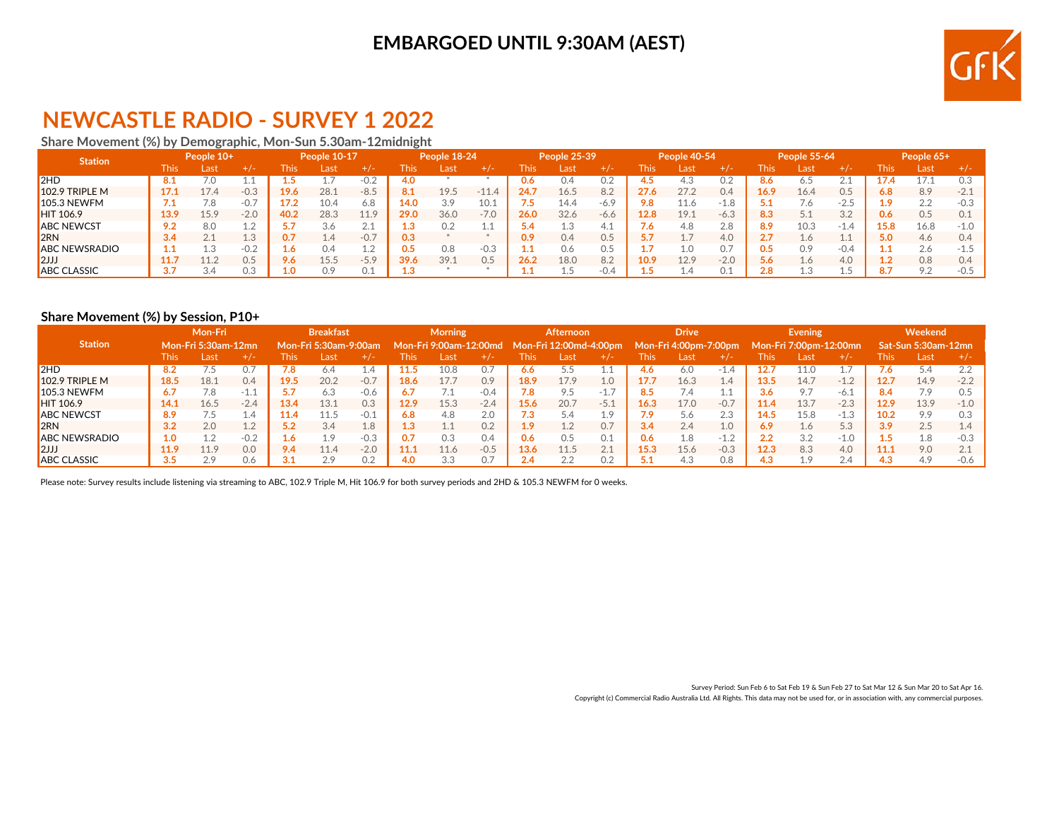EMBARGOED UNTIL 9:30AM (AEST)

# NEWCASTLE RADIO - SURVEY 1 2022

## Share Movement (%) by Demographic, Mon-Sun 5.30am-12midnight

| Station | People 10+ | | | People 10-17 | | | People 18-24 | | | People 25-39 | | | People 40-54 | | | People 55-64 | | | People 65+ | | |
|---|---|---|---|---|---|---|---|---|---|---|---|---|---|---|---|---|---|---|---|---|---|
| | This | Last | +/- | This | Last | +/- | This | Last | +/- | This | Last | +/- | This | Last | +/- | This | Last | +/- | This | Last | +/- |
| 2HD | 8.1 | 7.0 | 1.1 | 1.5 | 1.7 | -0.2 | 4.0 | * | * | 0.6 | 0.4 | 0.2 | 4.5 | 4.3 | 0.2 | 8.6 | 6.5 | 2.1 | 17.4 | 17.1 | 0.3 |
| 102.9 TRIPLE M | 17.1 | 17.4 | -0.3 | 19.6 | 28.1 | -8.5 | 8.1 | 19.5 | -11.4 | 24.7 | 16.5 | 8.2 | 27.6 | 27.2 | 0.4 | 16.9 | 16.4 | 0.5 | 6.8 | 8.9 | -2.1 |
| 105.3 NEWFM | 7.1 | 7.8 | -0.7 | 17.2 | 10.4 | 6.8 | 14.0 | 3.9 | 10.1 | 7.5 | 14.4 | -6.9 | 9.8 | 11.6 | -1.8 | 5.1 | 7.6 | -2.5 | 1.9 | 2.2 | -0.3 |
| HIT 106.9 | 13.9 | 15.9 | -2.0 | 40.2 | 28.3 | 11.9 | 29.0 | 36.0 | -7.0 | 26.0 | 32.6 | -6.6 | 12.8 | 19.1 | -6.3 | 8.3 | 5.1 | 3.2 | 0.6 | 0.5 | 0.1 |
| ABC NEWCST | 9.2 | 8.0 | 1.2 | 5.7 | 3.6 | 2.1 | 1.3 | 0.2 | 1.1 | 5.4 | 1.3 | 4.1 | 7.6 | 4.8 | 2.8 | 8.9 | 10.3 | -1.4 | 15.8 | 16.8 | -1.0 |
| 2RN | 3.4 | 2.1 | 1.3 | 0.7 | 1.4 | -0.7 | 0.3 | * | * | 0.9 | 0.4 | 0.5 | 5.7 | 1.7 | 4.0 | 2.7 | 1.6 | 1.1 | 5.0 | 4.6 | 0.4 |
| ABC NEWSRADIO | 1.1 | 1.3 | -0.2 | 1.6 | 0.4 | 1.2 | 0.5 | 0.8 | -0.3 | 1.1 | 0.6 | 0.5 | 1.7 | 1.0 | 0.7 | 0.5 | 0.9 | -0.4 | 1.1 | 2.6 | -1.5 |
| 2JJJ | 11.7 | 11.2 | 0.5 | 9.6 | 15.5 | -5.9 | 39.6 | 39.1 | 0.5 | 26.2 | 18.0 | 8.2 | 10.9 | 12.9 | -2.0 | 5.6 | 1.6 | 4.0 | 1.2 | 0.8 | 0.4 |
| ABC CLASSIC | 3.7 | 3.4 | 0.3 | 1.0 | 0.9 | 0.1 | 1.3 | * | * | 1.1 | 1.5 | -0.4 | 1.5 | 1.4 | 0.1 | 2.8 | 1.3 | 1.5 | 8.7 | 9.2 | -0.5 |

## Share Movement (%) by Session, P10+

| Station | Mon-Fri Mon-Fri 5:30am-12mn | | | Breakfast Mon-Fri 5:30am-9:00am | | | Morning Mon-Fri 9:00am-12:00md | | | Afternoon Mon-Fri 12:00md-4:00pm | | | Drive Mon-Fri 4:00pm-7:00pm | | | Evening Mon-Fri 7:00pm-12:00mn | | | Weekend Sat-Sun 5:30am-12mn | | |
|---|---|---|---|---|---|---|---|---|---|---|---|---|---|---|---|---|---|---|---|---|---|
| | This | Last | +/- | This | Last | +/- | This | Last | +/- | This | Last | +/- | This | Last | +/- | This | Last | +/- | This | Last | +/- |
| 2HD | 8.2 | 7.5 | 0.7 | 7.8 | 6.4 | 1.4 | 11.5 | 10.8 | 0.7 | 6.6 | 5.5 | 1.1 | 4.6 | 6.0 | -1.4 | 12.7 | 11.0 | 1.7 | 7.6 | 5.4 | 2.2 |
| 102.9 TRIPLE M | 18.5 | 18.1 | 0.4 | 19.5 | 20.2 | -0.7 | 18.6 | 17.7 | 0.9 | 18.9 | 17.9 | 1.0 | 17.7 | 16.3 | 1.4 | 13.5 | 14.7 | -1.2 | 12.7 | 14.9 | -2.2 |
| 105.3 NEWFM | 6.7 | 7.8 | -1.1 | 5.7 | 6.3 | -0.6 | 6.7 | 7.1 | -0.4 | 7.8 | 9.5 | -1.7 | 8.5 | 7.4 | 1.1 | 3.6 | 9.7 | -6.1 | 8.4 | 7.9 | 0.5 |
| HIT 106.9 | 14.1 | 16.5 | -2.4 | 13.4 | 13.1 | 0.3 | 12.9 | 15.3 | -2.4 | 15.6 | 20.7 | -5.1 | 16.3 | 17.0 | -0.7 | 11.4 | 13.7 | -2.3 | 12.9 | 13.9 | -1.0 |
| ABC NEWCST | 8.9 | 7.5 | 1.4 | 11.4 | 11.5 | -0.1 | 6.8 | 4.8 | 2.0 | 7.3 | 5.4 | 1.9 | 7.9 | 5.6 | 2.3 | 14.5 | 15.8 | -1.3 | 10.2 | 9.9 | 0.3 |
| 2RN | 3.2 | 2.0 | 1.2 | 5.2 | 3.4 | 1.8 | 1.3 | 1.1 | 0.2 | 1.9 | 1.2 | 0.7 | 3.4 | 2.4 | 1.0 | 6.9 | 1.6 | 5.3 | 3.9 | 2.5 | 1.4 |
| ABC NEWSRADIO | 1.0 | 1.2 | -0.2 | 1.6 | 1.9 | -0.3 | 0.7 | 0.3 | 0.4 | 0.6 | 0.5 | 0.1 | 0.6 | 1.8 | -1.2 | 2.2 | 3.2 | -1.0 | 1.5 | 1.8 | -0.3 |
| 2JJJ | 11.9 | 11.9 | 0.0 | 9.4 | 11.4 | -2.0 | 11.1 | 11.6 | -0.5 | 13.6 | 11.5 | 2.1 | 15.3 | 15.6 | -0.3 | 12.3 | 8.3 | 4.0 | 11.1 | 9.0 | 2.1 |
| ABC CLASSIC | 3.5 | 2.9 | 0.6 | 3.1 | 2.9 | 0.2 | 4.0 | 3.3 | 0.7 | 2.4 | 2.2 | 0.2 | 5.1 | 4.3 | 0.8 | 4.3 | 1.9 | 2.4 | 4.3 | 4.9 | -0.6 |

Please note: Survey results include listening via streaming to ABC, 102.9 Triple M, Hit 106.9 for both survey periods and 2HD & 105.3 NEWFM for 0 weeks.

Survey Period: Sun Feb 6 to Sat Feb 19 & Sun Feb 27 to Sat Mar 12 & Sun Mar 20 to Sat Apr 16.

Copyright (c) Commercial Radio Australia Ltd. All Rights. This data may not be used for, or in association with, any commercial purposes.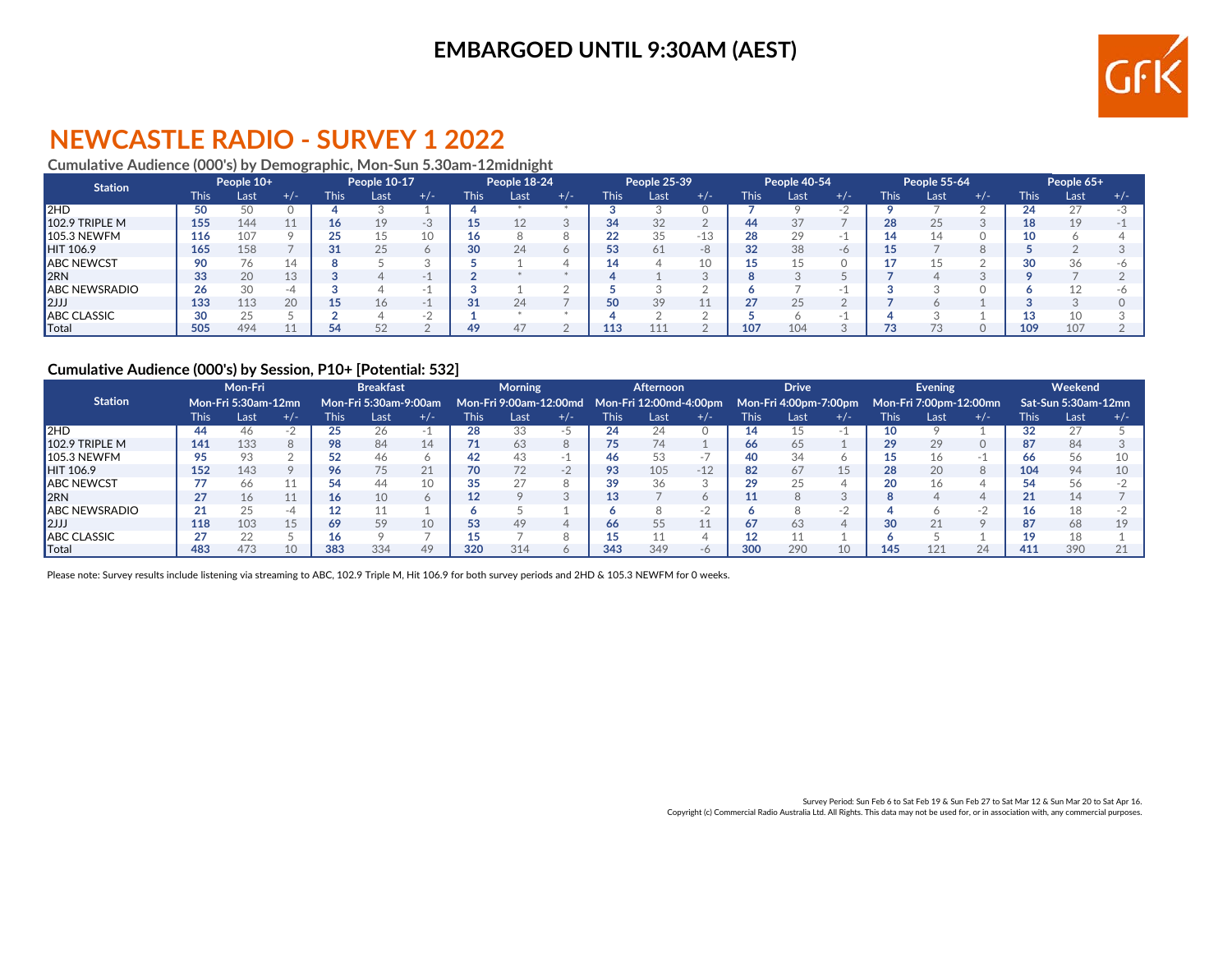EMBARGOED UNTIL 9:30AM (AEST)

# NEWCASTLE RADIO - SURVEY 1 2022

## Cumulative Audience (000's) by Demographic, Mon-Sun 5.30am-12midnight

| Station | People 10+ | | | People 10-17 | | | People 18-24 | | | People 25-39 | | | People 40-54 | | | People 55-64 | | | People 65+ | | |
|---|---|---|---|---|---|---|---|---|---|---|---|---|---|---|---|---|---|---|---|---|---|
| | This | Last | +/- | This | Last | +/- | This | Last | +/- | This | Last | +/- | This | Last | +/- | This | Last | +/- | This | Last | +/- |
| 2HD | 50 | 50 | 0 | 4 | 3 | 1 | 4 | * | * | 3 | 3 | 0 | 7 | 9 | -2 | 9 | 7 | 2 | 24 | 27 | -3 |
| 102.9 TRIPLE M | 155 | 144 | 11 | 16 | 19 | -3 | 15 | 12 | 3 | 34 | 32 | 2 | 44 | 37 | 7 | 28 | 25 | 3 | 18 | 19 | -1 |
| 105.3 NEWFM | 116 | 107 | 9 | 25 | 15 | 10 | 16 | 8 | 8 | 22 | 35 | -13 | 28 | 29 | -1 | 14 | 14 | 0 | 10 | 6 | 4 |
| HIT 106.9 | 165 | 158 | 7 | 31 | 25 | 6 | 30 | 24 | 6 | 53 | 61 | -8 | 32 | 38 | -6 | 15 | 7 | 8 | 5 | 2 | 3 |
| ABC NEWCST | 90 | 76 | 14 | 8 | 5 | 3 | 5 | 1 | 4 | 14 | 4 | 10 | 15 | 15 | 0 | 17 | 15 | 2 | 30 | 36 | -6 |
| 2RN | 33 | 20 | 13 | 3 | 4 | -1 | 2 | * | * | 4 | 1 | 3 | 8 | 3 | 5 | 7 | 4 | 3 | 9 | 7 | 2 |
| ABC NEWSRADIO | 26 | 30 | -4 | 3 | 4 | -1 | 3 | 1 | 2 | 5 | 3 | 2 | 6 | 7 | -1 | 3 | 3 | 0 | 6 | 12 | -6 |
| 2JJJ | 133 | 113 | 20 | 15 | 16 | -1 | 31 | 24 | 7 | 50 | 39 | 11 | 27 | 25 | 2 | 7 | 6 | 1 | 3 | 3 | 0 |
| ABC CLASSIC | 30 | 25 | 5 | 2 | 4 | -2 | 1 | * | * | 4 | 2 | 2 | 5 | 6 | -1 | 4 | 3 | 1 | 13 | 10 | 3 |
| Total | 505 | 494 | 11 | 54 | 52 | 2 | 49 | 47 | 2 | 113 | 111 | 2 | 107 | 104 | 3 | 73 | 73 | 0 | 109 | 107 | 2 |

## Cumulative Audience (000's) by Session, P10+ [Potential: 532]

| Station | Mon-Fri Mon-Fri 5:30am-12mn | | | Breakfast Mon-Fri 5:30am-9:00am | | | Morning Mon-Fri 9:00am-12:00md | | | Afternoon Mon-Fri 12:00md-4:00pm | | | Drive Mon-Fri 4:00pm-7:00pm | | | Evening Mon-Fri 7:00pm-12:00mn | | | Weekend Sat-Sun 5:30am-12mn | | |
|---|---|---|---|---|---|---|---|---|---|---|---|---|---|---|---|---|---|---|---|---|---|
| | This | Last | +/- | This | Last | +/- | This | Last | +/- | This | Last | +/- | This | Last | +/- | This | Last | +/- | This | Last | +/- |
| 2HD | 44 | 46 | -2 | 25 | 26 | -1 | 28 | 33 | -5 | 24 | 24 | 0 | 14 | 15 | -1 | 10 | 9 | 1 | 32 | 27 | 5 |
| 102.9 TRIPLE M | 141 | 133 | 8 | 98 | 84 | 14 | 71 | 63 | 8 | 75 | 74 | 1 | 66 | 65 | 1 | 29 | 29 | 0 | 87 | 84 | 3 |
| 105.3 NEWFM | 95 | 93 | 2 | 52 | 46 | 6 | 42 | 43 | -1 | 46 | 53 | -7 | 40 | 34 | 6 | 15 | 16 | -1 | 66 | 56 | 10 |
| HIT 106.9 | 152 | 143 | 9 | 96 | 75 | 21 | 70 | 72 | -2 | 93 | 105 | -12 | 82 | 67 | 15 | 28 | 20 | 8 | 104 | 94 | 10 |
| ABC NEWCST | 77 | 66 | 11 | 54 | 44 | 10 | 35 | 27 | 8 | 39 | 36 | 3 | 29 | 25 | 4 | 20 | 16 | 4 | 54 | 56 | -2 |
| 2RN | 27 | 16 | 11 | 16 | 10 | 6 | 12 | 9 | 3 | 13 | 7 | 6 | 11 | 8 | 3 | 8 | 4 | 4 | 21 | 14 | 7 |
| ABC NEWSRADIO | 21 | 25 | -4 | 12 | 11 | 1 | 6 | 5 | 1 | 6 | 8 | -2 | 6 | 8 | -2 | 4 | 6 | -2 | 16 | 18 | -2 |
| 2JJJ | 118 | 103 | 15 | 69 | 59 | 10 | 53 | 49 | 4 | 66 | 55 | 11 | 67 | 63 | 4 | 30 | 21 | 9 | 87 | 68 | 19 |
| ABC CLASSIC | 27 | 22 | 5 | 16 | 9 | 7 | 15 | 7 | 8 | 15 | 11 | 4 | 12 | 11 | 1 | 6 | 5 | 1 | 19 | 18 | 1 |
| Total | 483 | 473 | 10 | 383 | 334 | 49 | 320 | 314 | 6 | 343 | 349 | -6 | 300 | 290 | 10 | 145 | 121 | 24 | 411 | 390 | 21 |

Please note: Survey results include listening via streaming to ABC, 102.9 Triple M, Hit 106.9 for both survey periods and 2HD & 105.3 NEWFM for 0 weeks.

Survey Period: Sun Feb 6 to Sat Feb 19 & Sun Feb 27 to Sat Mar 12 & Sun Mar 20 to Sat Apr 16.
Copyright (c) Commercial Radio Australia Ltd. All Rights. This data may not be used for, or in association with, any commercial purposes.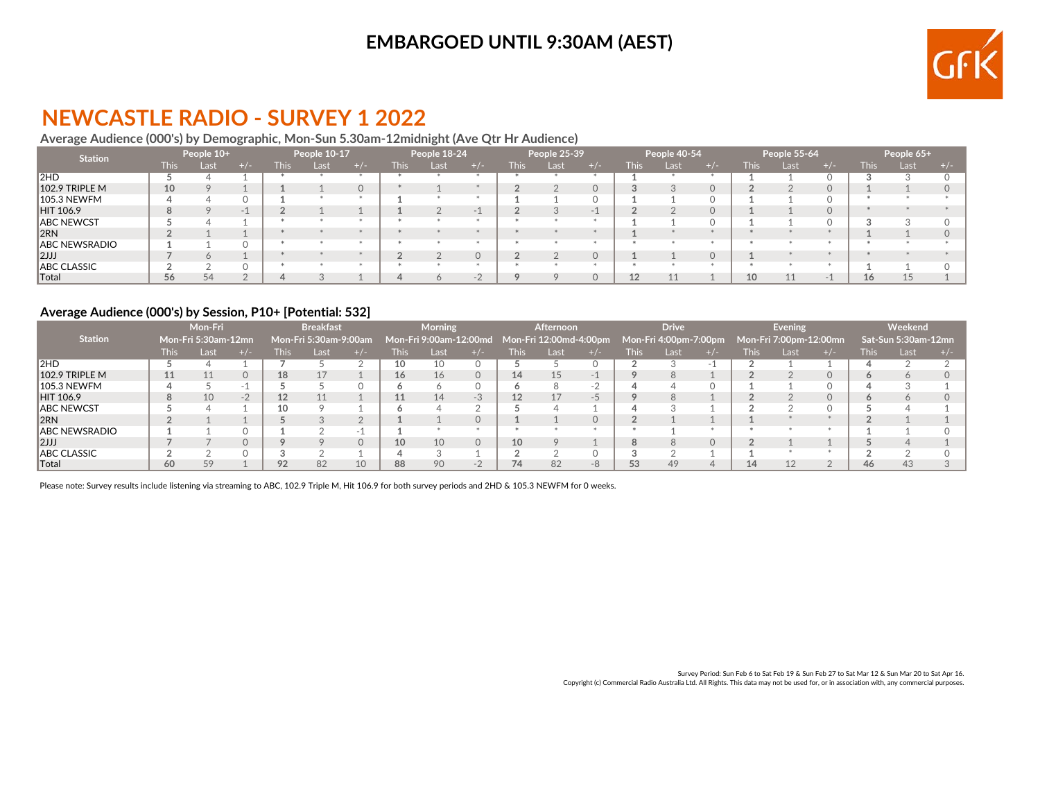EMBARGOED UNTIL 9:30AM (AEST)

# NEWCASTLE RADIO - SURVEY 1 2022

### Average Audience (000's) by Demographic, Mon-Sun 5.30am-12midnight (Ave Qtr Hr Audience)

| Station | People 10+ | | | People 10-17 | | | People 18-24 | | | People 25-39 | | | People 40-54 | | | People 55-64 | | | People 65+ | | |
|---|---|---|---|---|---|---|---|---|---|---|---|---|---|---|---|---|---|---|---|---|---|
| | This | Last | +/- | This | Last | +/- | This | Last | +/- | This | Last | +/- | This | Last | +/- | This | Last | +/- | This | Last | +/- |
| 2HD | 5 | 4 | 1 | * | * | * | * | * | * | * | * | * | 1 | * | * | 1 | 1 | 0 | 3 | 3 | 0 |
| 102.9 TRIPLE M | 10 | 9 | 1 | 1 | 1 | 0 | * | 1 | * | 2 | 2 | 0 | 3 | 3 | 0 | 2 | 2 | 0 | 1 | 1 | 0 |
| 105.3 NEWFM | 4 | 4 | 0 | 1 | * | * | 1 | * | * | 1 | 1 | 0 | 1 | 1 | 0 | 1 | 1 | 0 | * | * | * |
| HIT 106.9 | 8 | 9 | -1 | 2 | 1 | 1 | 1 | 2 | -1 | 2 | 3 | -1 | 2 | 2 | 0 | 1 | 1 | 0 | * | * | * |
| ABC NEWCST | 5 | 4 | 1 | * | * | * | * | * | * | * | * | * | 1 | 1 | 0 | 1 | 1 | 0 | 3 | 3 | 0 |
| 2RN | 2 | 1 | 1 | * | * | * | * | * | * | * | * | * | 1 | * | * | * | * | * | 1 | 1 | 0 |
| ABC NEWSRADIO | 1 | 1 | 0 | * | * | * | * | * | * | * | * | * | * | * | * | * | * | * | * | * | * |
| 2JJJ | 7 | 6 | 1 | * | * | * | 2 | 2 | 0 | 2 | 2 | 0 | 1 | 1 | 0 | 1 | * | * | * | * | * |
| ABC CLASSIC | 2 | 2 | 0 | * | * | * | * | * | * | * | * | * | * | * | * | * | * | * | 1 | 1 | 0 |
| Total | 56 | 54 | 2 | 4 | 3 | 1 | 4 | 6 | -2 | 9 | 9 | 0 | 12 | 11 | 1 | 10 | 11 | -1 | 16 | 15 | 1 |

### Average Audience (000's) by Session, P10+ [Potential: 532]

| Station | Mon-Fri | | | Breakfast | | | Morning | | | Afternoon | | | Drive | | | Evening | | | Weekend | | |
|---|---|---|---|---|---|---|---|---|---|---|---|---|---|---|---|---|---|---|---|---|---|
| | Mon-Fri 5:30am-12mn | | | Mon-Fri 5:30am-9:00am | | | Mon-Fri 9:00am-12:00md | | | Mon-Fri 12:00md-4:00pm | | | Mon-Fri 4:00pm-7:00pm | | | Mon-Fri 7:00pm-12:00mn | | | Sat-Sun 5:30am-12mn | | |
| | This | Last | +/- | This | Last | +/- | This | Last | +/- | This | Last | +/- | This | Last | +/- | This | Last | +/- | This | Last | +/- |
| 2HD | 5 | 4 | 1 | 7 | 5 | 2 | 10 | 10 | 0 | 5 | 5 | 0 | 2 | 3 | -1 | 2 | 1 | 1 | 4 | 2 | 2 |
| 102.9 TRIPLE M | 11 | 11 | 0 | 18 | 17 | 1 | 16 | 16 | 0 | 14 | 15 | -1 | 9 | 8 | 1 | 2 | 2 | 0 | 6 | 6 | 0 |
| 105.3 NEWFM | 4 | 5 | -1 | 5 | 5 | 0 | 6 | 6 | 0 | 6 | 8 | -2 | 4 | 4 | 0 | 1 | 1 | 0 | 4 | 3 | 1 |
| HIT 106.9 | 8 | 10 | -2 | 12 | 11 | 1 | 11 | 14 | -3 | 12 | 17 | -5 | 9 | 8 | 1 | 2 | 2 | 0 | 6 | 6 | 0 |
| ABC NEWCST | 5 | 4 | 1 | 10 | 9 | 1 | 6 | 4 | 2 | 5 | 4 | 1 | 4 | 3 | 1 | 2 | 2 | 0 | 5 | 4 | 1 |
| 2RN | 2 | 1 | 1 | 5 | 3 | 2 | 1 | 1 | 0 | 1 | 1 | 0 | 2 | 1 | 1 | 1 | * | * | 2 | 1 | 1 |
| ABC NEWSRADIO | 1 | 1 | 0 | 1 | 2 | -1 | 1 | * | * | * | * | * | * | 1 | * | * | * | * | 1 | 1 | 0 |
| 2JJJ | 7 | 7 | 0 | 9 | 9 | 0 | 10 | 10 | 0 | 10 | 9 | 1 | 8 | 8 | 0 | 2 | 1 | 1 | 5 | 4 | 1 |
| ABC CLASSIC | 2 | 2 | 0 | 3 | 2 | 1 | 4 | 3 | 1 | 2 | 2 | 0 | 3 | 2 | 1 | 1 | * | * | 2 | 2 | 0 |
| Total | 60 | 59 | 1 | 92 | 82 | 10 | 88 | 90 | -2 | 74 | 82 | -8 | 53 | 49 | 4 | 14 | 12 | 2 | 46 | 43 | 3 |

Please note: Survey results include listening via streaming to ABC, 102.9 Triple M, Hit 106.9 for both survey periods and 2HD & 105.3 NEWFM for 0 weeks.

Survey Period: Sun Feb 6 to Sat Feb 19 & Sun Feb 27 to Sat Mar 12 & Sun Mar 20 to Sat Apr 16.
Copyright (c) Commercial Radio Australia Ltd. All Rights. This data may not be used for, or in association with, any commercial purposes.